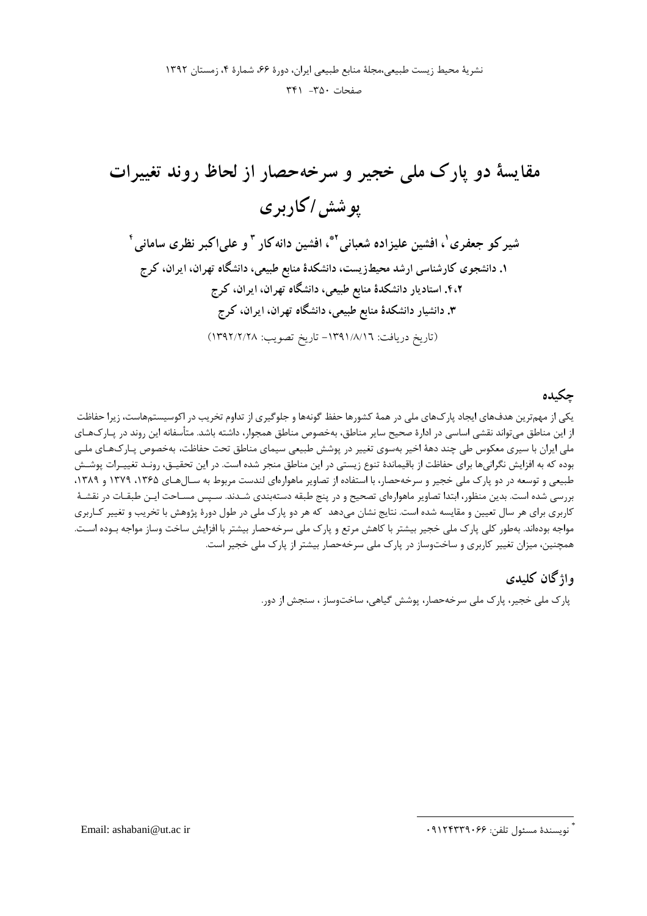# مقایسهٔ دو پارک ملی خجیر و سرخه‌حصار از لحاظ روند تغییرات پوشش/کاربری

**شیرکو جعفری[1]، افشین علیزاده شعبانی[2*]، افشین دانه‌کار[3] و علی‌اکبر نظری سامانی[4]**

**۱. دانشجوی کارشناسی ارشد محیط‌زیست، دانشکدهٔ منابع طبیعی، دانشگاه تهران، ایران، کرج**

**۲،۴. استادیار دانشکدهٔ منابع طبیعی، دانشگاه تهران، ایران، کرج**

**۳. دانشیار دانشکدهٔ منابع طبیعی، دانشگاه تهران، ایران، کرج**

(تاریخ دریافت: ۱۳۹۱/۸/۱۶- تاریخ تصویب: ۱۳۹۲/۲/۲۸)

## چکیده

یکی از مهم‌ترین هدف‌های ایجاد پارک‌های ملی در همهٔ کشورها حفظ گونه‌ها و جلوگیری از تداوم تخریب در اکوسیستم‌هاست، زیرا حفاظت از این مناطق می‌تواند نقشی اساسی در ادارهٔ صحیح سایر مناطق، به‌خصوص مناطق همجوار، داشته باشد. متأسفانه این روند در پارک‌های ملی ایران با سیری معکوس طی چند دههٔ اخیر به‌سوی تغییر در پوشش طبیعی سیمای مناطق تحت حفاظت، به‌خصوص پارک‌های ملی بوده که به افزایش نگرانی‌ها برای حفاظت از باقیماندهٔ تنوع زیستی در این مناطق منجر شده است. در این تحقیق، روند تغییرات پوشش طبیعی و توسعه در دو پارک ملی خجیر و سرخه‌حصار، با استفاده از تصاویر ماهواره‌ای لندست مربوط به سال‌های ۱۳۶۵، ۱۳۷۹ و ۱۳۸۹، بررسی شده است. بدین منظور، ابتدا تصاویر ماهواره‌ای تصحیح و در پنج طبقه دسته‌بندی شدند. سپس مساحت این طبقات در نقشهٔ کاربری برای هر سال تعیین و مقایسه شده است. نتایج نشان می‌دهد که هر دو پارک ملی در طول دورهٔ پژوهش با تخریب و تغییر کاربری مواجه بوده‌اند. به‌طور کلی پارک ملی خجیر بیشتر با کاهش مرتع و پارک ملی سرخه‌حصار بیشتر با افزایش ساخت وساز مواجه بوده است. همچنین، میزان تغییر کاربری و ساخت‌وساز در پارک ملی سرخه‌حصار بیشتر از پارک ملی خجیر است.

## واژگان کلیدی

پارک ملی خجیر، پارک ملی سرخه‌حصار، پوشش گیاهی، ساخت‌وساز ، سنجش از دور.

---

* نویسندهٔ مسئول تلفن: ۰۹۱۲۴۳۳۹۰۶۶

Email: ashabani@ut.ac ir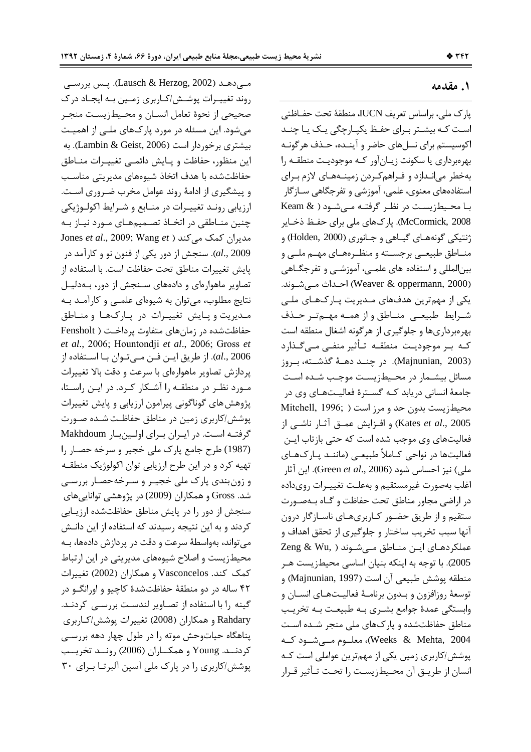## ۱. مقدمه

پارک ملی، براساس تعریف IUCN، منطقهٔ تحت حفاظتی است که بیشتر برای حفظ یکپارچگی یک یا چند اکوسیستم برای نسل‌های حاضر و آینده، حذف هرگونه بهره‌برداری یا سکونت زیان‌آور که موجودیت منطقه را به‌خطر می‌اندازد و فراهم‌کردن زمینه‌های لازم برای استفاده‌های معنوی، علمی، آموزشی و تفرجگاهی سازگار با محیط‌زیست در نظر گرفته می‌شود (Keam & McCormick, 2008). پارک‌های ملی برای حفظ ذخایر ژنتیکی گونه‌های گیاهی و جانوری (Holden, 2000) و مناطق طبیعی برجسته و منظره‌های مهم ملی و بین‌المللی و استفاده های علمی، آموزشی و تفرجگاهی (Weaver & oppermann, 2000) احداث می‌شوند. یکی از مهم‌ترین هدف‌های مدیریت پارک‌های ملی شرایط طبیعی مناطق و از همه مهم‌تر حذف بهره‌برداری‌ها و جلوگیری از هرگونه اشغال منطقه است که بر موجودیت منطقه تأثیر منفی می‌گذارد (Majnunian, 2003). در چند دهۀ گذشته، بروز مسائل بیشمار در محیط‌زیست موجب شده است جامعهٔ انسانی دریابد که گسترهٔ فعالیت‌های وی در محیط‌زیست بدون حد و مرز است (Mitchell, 1996; Kates *et al*., 2005) و افزایش عمق آثار ناشی از فعالیت‌های وی موجب شده است که حتی بازتاب این فعالیت‌ها در نواحی کاملاً طبیعی (مانند پارک‌های ملی) نیز احساس شود (Green *et al*., 2006). این آثار اغلب به‌صورت غیرمستقیم و به‌علت تغییرات روی‌داده در اراضی مجاور مناطق تحت حفاظت و گاه به‌صورت ستقیم و از طریق حضور کاربری‌های ناسازگار درون آنها سبب تخریب ساختار و جلوگیری از تحقق اهداف و عملکردهای این مناطق می‌شوند (Zeng & Wu, 2005). با توجه به اینکه بنیان اساسی محیط‌زیست هر منطقه پوشش طبیعی آن است (Majnunian, 1997) و توسعهٔ روزافزون و بدون برنامهٔ فعالیت‌های انسان و وابستگی عمدهٔ جوامع بشری به طبیعت به تخریب مناطق حفاظت‌شده و پارک‌های ملی منجر شده است (Weeks & Mehta, 2004)، معلوم می‌شود که پوشش/کاربری زمین یکی از مهم‌ترین عواملی است که انسان از طریق آن محیط‌زیست را تحت تأثیر قرار می‌دهد (Lausch & Herzog, 2002). پس بررسی روند تغییرات پوشش/کاربری زمین به ایجاد درک صحیحی از نحوهٔ تعامل انسان و محیط‌زیست منجر می‌شود. این مسئله در مورد پارک‌های ملی از اهمیت بیشتری برخوردار است (Lambin & Geist, 2006). به این منظور، حفاظت و پایش دائمی تغییرات مناطق حفاظت‌شده با هدف اتخاذ شیوه‌های مدیریتی مناسب و پیشگیری از ادامهٔ روند عوامل مخرب ضروری است. ارزیابی روند تغییرات در منابع و شرایط اکولوژیکی چنین مناطقی در اتخاذ تصمیم‌های مورد نیاز به مدیران کمک می‌کند (Jones *et al*., 2009; Wang *et al*., 2009). سنجش از دور یکی از فنون نو و کارآمد در پایش تغییرات مناطق تحت حفاظت است. با استفاده از تصاویر ماهواره‌ای و داده‌های سنجش از دور، به‌دلیل نتایج مطلوب، می‌توان به شیوه‌ای علمی و کارآمد به مدیریت و پایش تغییرات در پارک‌ها و مناطق حفاظت‌شده در زمان‌های متفاوت پرداخت (Fensholt *et al*., 2006; Hountondji *et al*., 2006; Gross *et al*., 2006). از طریق این فن می‌توان با استفاده از پردازش تصاویر ماهواره‌ای با سرعت و دقت بالا تغییرات مورد نظر در منطقه را آشکار کرد. در این راستا، پژوهش‌های گوناگونی پیرامون ارزیابی و پایش تغییرات پوشش/کاربری زمین در مناطق حفاظت شده صورت گرفته است. در ایران برای اولین‌بار Makhdoum (1987) طرح جامع پارک ملی خجیر و سرخه حصار را تهیه کرد و در این طرح ارزیابی توان اکولوژیک منطقه و زون‌بندی پارک ملی خجیر و سرخه‌حصار بررسی شد. Gross و همکاران (2009) در پژوهشی توانایی‌های سنجش از دور را در پایش مناطق حفاظت‌شده ارزیابی کردند و به این نتیجه رسیدند که استفاده از این دانش می‌تواند، به‌واسطهٔ سرعت و دقت در پردازش داده‌ها، به محیط‌زیست و اصلاح شیوه‌های مدیریتی در این ارتباط کمک کند. Vasconcelos و همکاران (2002) تغییرات ۴۲ ساله در دو منطقهٔ حفاظت‌شدهٔ کاچیو و اورانگو در گینه را با استفاده از تصاویر لندست بررسی کردند. Rahdary و همکاران (2008) تغییرات پوشش/کاربری پناهگاه حیات‌وحش موته را در طول چهار دهه بررسی کردند. Young و همکاران (2006) روند تخریب پوشش/کاربری را در پارک ملی آسپن آلبرتا برای ۳۰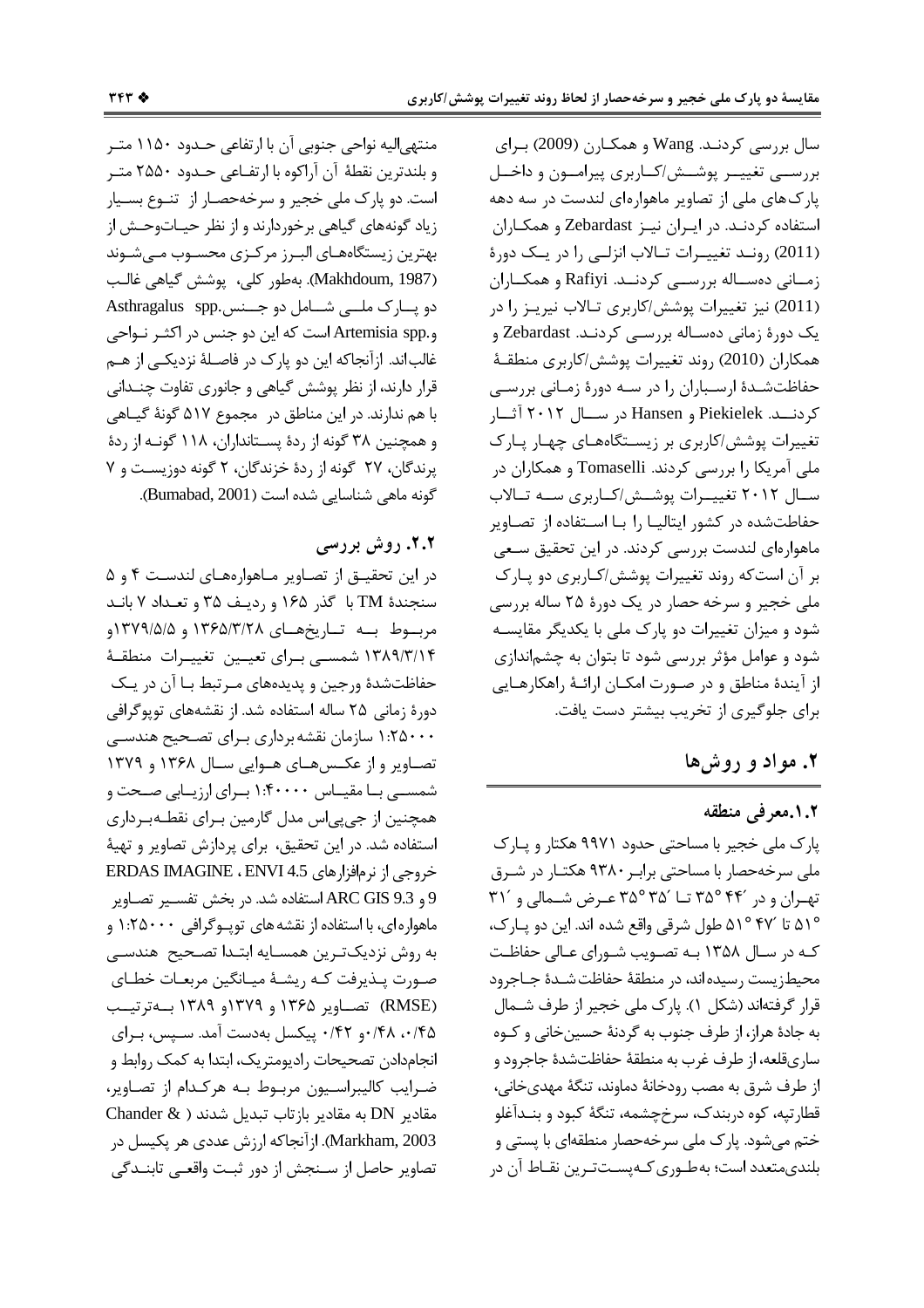سال بررسی کردند. Wang و همکارن (2009) برای بررسی تغییر پوشش/کاربری پیرامون و داخل پارک‌های ملی از تصاویر ماهواره‌ای لندست در سه دهه استفاده کردند. در ایران نیز Zebardast و همکاران (2011) روند تغییرات تالاب انزلی را در یک دورهٔ زمانی ده‌ساله بررسی کردند. Rafiyi و همکاران (2011) نیز تغییرات پوشش/کاربری تالاب نیریز را در یک دورهٔ زمانی ده‌ساله بررسی کردند. Zebardast و همکاران (2010) روند تغییرات پوشش/کاربری منطقهٔ حفاظت‌شدهٔ ارسباران را در سه دورهٔ زمانی بررسی کردند. Piekielek و Hansen در سال ۲۰۱۲ آثار تغییرات پوشش/کاربری بر زیستگاه‌های چهار پارک ملی آمریکا را بررسی کردند. Tomaselli و همکاران در سال ۲۰۱۲ تغییرات پوشش/کاربری سه تالاب حفاظت‌شده در کشور ایتالیا را با استفاده از تصاویر ماهواره‌ای لندست بررسی کردند. در این تحقیق سعی بر آن است‌که روند تغییرات پوشش/کاربری دو پارک ملی خجیر و سرخه حصار در یک دورهٔ ۲۵ ساله بررسی شود و میزان تغییرات دو پارک ملی با یکدیگر مقایسه شود و عوامل مؤثر بررسی شود تا بتوان به چشم‌اندازی از آیندهٔ مناطق و در صورت امکان ارائهٔ راهکارهایی برای جلوگیری از تخریب بیشتر دست یافت.

## ۲. مواد و روش‌ها

### ۱.۲.معرفی منطقه

پارک ملی خجیر با مساحتی حدود ۹۹۷۱ هکتار و پارک ملی سرخه‌حصار با مساحتی برابر ۹۳۸۰ هکتار در شرق تهران و در ′۴۴ °۳۵ تا ′۳۵ °۳۵ عرض شمالی و ′۳۱ °۵۱ تا ′۴۷ °۵۱ طول شرقی واقع شده اند. این دو پارک، که در سال ۱۳۵۸ به تصویب شورای عالی حفاظت محیط‌زیست رسیده‌اند، در منطقهٔ حفاظت‌شدهٔ جاجرود قرار گرفته‌اند (شکل ۱). پارک ملی خجیر از طرف شمال به جادهٔ هراز، از طرف جنوب به گردنهٔ حسین‌خانی و کوه ساری‌قلعه، از طرف غرب به منطقهٔ حفاظت‌شدهٔ جاجرود و از طرف شرق به مصب رودخانهٔ دماوند، تنگهٔ مهدی‌خانی، قطارتپه، کوه دربندک، سرخ‌چشمه، تنگهٔ کبود و بندآغلو ختم می‌شود. پارک ملی سرخه‌حصار منطقه‌ای با پستی و بلندی‌متعدد است؛ به‌طوری که‌پست‌ترین نقاط آن در منتهی‌الیه نواحی جنوبی آن با ارتفاعی حدود ۱۱۵۰ متر و بلندترین نقطهٔ آن آراکوه با ارتفاعی حدود ۲۵۵۰ متر است. دو پارک ملی خجیر و سرخه‌حصار از تنوع بسیار زیاد گونه‌های گیاهی برخوردارند و از نظر حیات‌وحش از بهترین زیستگاه‌های البرز مرکزی محسوب می‌شوند (Makhdoum, 1987). به‌طور کلی، پوشش گیاهی غالب دو پارک ملی شامل دو جنس.Asthragalus spp و.Artemisia spp است که این دو جنس در اکثر نواحی غالب‌اند. ازآنجاکه این دو پارک در فاصلهٔ نزدیکی از هم قرار دارند، از نظر پوشش گیاهی و جانوری تفاوت چندانی با هم ندارند. در این مناطق در مجموع ۵۱۷ گونهٔ گیاهی و همچنین ۳۸ گونه از ردهٔ پستانداران، ۱۱۸ گونه از ردهٔ پرندگان، ۲۷ گونه از ردهٔ خزندگان، ۲ گونه دوزیست و ۷ گونه ماهی شناسایی شده است (Bumabad, 2001).

### ۲.۲. روش بررسی

در این تحقیق از تصاویر ماهواره‌های لندست ۴ و ۵ سنجندهٔ TM با گذر ۱۶۵ و ردیف ۳۵ و تعداد ۷ باند مربوط به تاریخ‌های ۱۳۶۵/۳/۲۸ و ۱۳۷۹/۵/۵و ۱۳۸۹/۳/۱۴ شمسی برای تعیین تغییرات منطقهٔ حفاظت‌شدهٔ ورجین و پدیده‌های مرتبط با آن در یک دورهٔ زمانی ۲۵ ساله استفاده شد. از نقشه‌های توپوگرافی ۱:۲۵۰۰۰ سازمان نقشه‌برداری برای تصحیح هندسی تصاویر و از عکس‌های هوایی سال ۱۳۶۸ و ۱۳۷۹ شمسی با مقیاس ۱:۴۰۰۰۰ برای ارزیابی صحت و همچنین از جی‌پی‌اس مدل گارمین برای نقطه‌برداری استفاده شد. در این تحقیق، برای پردازش تصاویر و تهیهٔ خروجی از نرم‌افزارهای ERDAS IMAGINE ، ENVI 4.5 9 و ARC GIS 9.3 استفاده شد. در بخش تفسیر تصاویر ماهواره‌ای، با استفاده از نقشه‌های توپوگرافی ۱:۲۵۰۰۰ و به روش نزدیک‌ترین همسایه ابتدا تصحیح هندسی صورت پذیرفت که ریشهٔ میانگین مربعات خطای (RMSE) تصاویر ۱۳۶۵ و ۱۳۷۹و ۱۳۸۹ به‌ترتیب ۰/۴۵، ۰/۴۸و ۰/۴۲ پیکسل به‌دست آمد. سپس، برای انجام‌دادن تصحیحات رادیومتریک، ابتدا به کمک روابط و ضرایب کالیبراسیون مربوط به هرکدام از تصاویر، مقادیر DN به مقادیر بازتاب تبدیل شدند ( Chander & Markham, 2003). ازآنجاکه ارزش عددی هر پکیسل در تصاویر حاصل از سنجش از دور ثبت واقعی تابندگی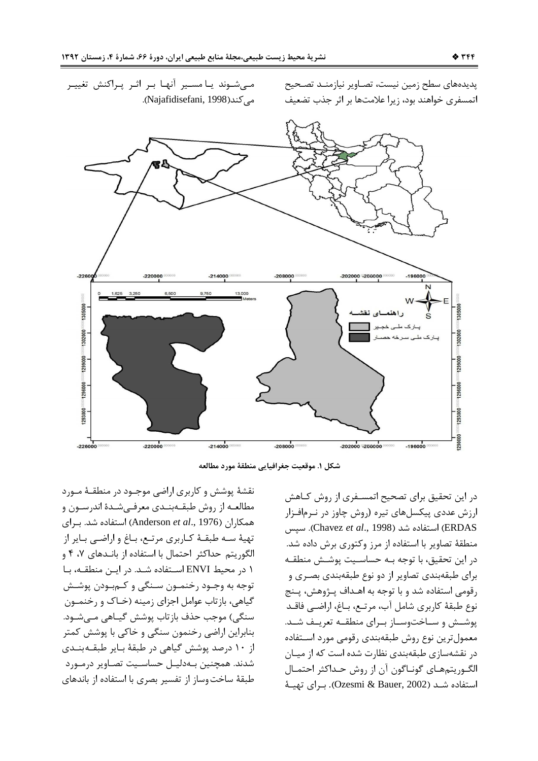پدیده‌های سطح زمین نیست، تصاویر نیازمند تصحیح اتمسفری خواهند بود، زیرا علامت‌ها بر اثر جذب تضعیف می‌شوند یا مسیر آنها بر اثر پراکنش تغییر می‌کند(Najafidisefani, 1998).

-226000 -220000 -214000 -208000 -202000 -200000 -196000

0 1,625 3,250 6,500 9,750 13,000 Meters

1305000 1302000 1299000 1296000 1293000 1290000

N W E S

راهنمای نقشه

پارک ملی خجیر

پارک ملی سرخه حصار

شکل ۱. موقعیت جغرافیایی منطقهٔ مورد مطالعه

در این تحقیق برای تصحیح اتمسفری از روش کاهش ارزش عددی پیکسل‌های تیره (روش چاوز در نرم‌افزار ERDAS) استفاده شد (Chavez *et al*., 1998). سپس منطقهٔ تصاویر با استفاده از مرز وکتوری برش داده شد. در این تحقیق، با توجه به حساسیت پوشش منطقه برای طبقه‌بندی تصاویر از دو نوع طبقه‌بندی بصری و رقومی استفاده شد و با توجه به اهداف پژوهش، پنج نوع طبقهٔ کاربری شامل آب، مرتع، باغ، اراضی فاقد پوشش و ساخت‌وساز برای منطقه تعریف شد. معمول‌ترین نوع روش طبقه‌بندی رقومی مورد استفاده در نقشه‌سازی طبقه‌بندی نظارت شده است که از میان الگوریتم‌های گوناگون آن از روش حداکثر احتمال استفاده شد (Ozesmi & Bauer, 2002). برای تهیهٔ نقشهٔ پوشش و کاربری اراضی موجود در منطقهٔ مورد مطالعه از روش طبقه‌بندی معرفی‌شدهٔ اندرسون و همکاران (Anderson *et al*., 1976) استفاده شد. برای تهیهٔ سه طبقهٔ کاربری مرتع، باغ و اراضی بایر از الگوریتم حداکثر احتمال با استفاده از باندهای ۷، ۴ و ۱ در محیط ENVI استفاده شد. در این منطقه، با توجه به وجود رخنمون سنگی و کم‌بودن پوشش گیاهی، بازتاب عوامل اجزای زمینه (خاک و رخنمون سنگی) موجب حذف بازتاب پوشش گیاهی می‌شود. بنابراین اراضی رخنمون سنگی و خاکی با پوشش کمتر از ۱۰ درصد پوشش گیاهی در طبقهٔ بایر طبقه‌بندی شدند. همچنین به‌دلیل حساسیت تصاویر درمورد طبقهٔ ساخت‌وساز از تفسیر بصری با استفاده از باندهای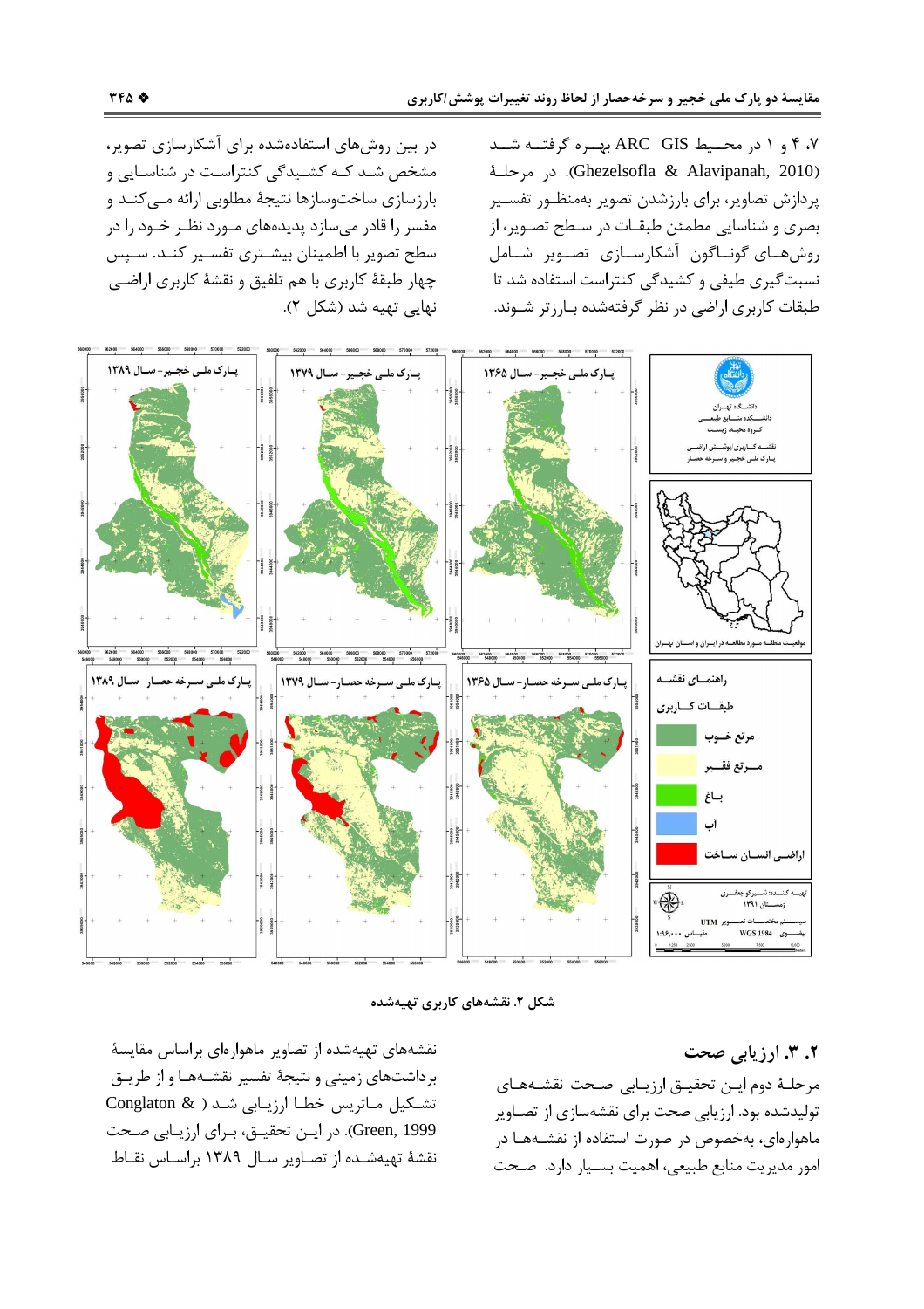۷، ۴ و ۱ در محـیط ARC GIS بهـره گرفتـه شـد (Ghezelsofla & Alavipanah, 2010). در مرحلـۀ پردازش تصاویر، برای بارزشدن تصویر بهمنظـور تفسـیر بصری و شناسایی مطمئن طبقـات در سـطح تصـویر، از روش‌هـای گونـاگون آشکارسـازی تصـویر شـامل نسبت‌گیری طیفی و کشیدگی کنتراست استفاده شد تا طبقات کاربری اراضی در نظر گرفته‌شده بـارزتر شـوند.

در بین روش‌های استفاده‌شده برای آشکارسازی تصویر، مشخص شـد کـه کشـیدگی کنتراسـت در شناسـایی و بارزسازی ساخت‌وسازها نتیجۀ مطلوبی ارائه مـی‌کنـد و مفسر را قادر می‌سازد پدیده‌های مـورد نظـر خـود را در سطح تصویر با اطمینان بیشـتری تفسـیر کنـد. سـپس چهار طبقۀ کاربری با هم تلفیق و نقشۀ کاربری اراضـی نهایی تهیه شد (شکل ۲).

پارک ملی خجیر- سال ۱۳۸۹
پارک ملی خجیر- سال ۱۳۷۹
پارک ملی خجیر- سال ۱۳۶۵
پارک ملی سرخه حصار- سال ۱۳۸۹
پارک ملی سرخه حصار- سال ۱۳۷۹
پارک ملی سرخه حصار- سال ۱۳۶۵
دانشگاه تهران
دانشکدۀ منابع طبیعی
گروه محیط زیست
نقشه کاربری/پوشش اراضی
پارک ملی خجیر و سرخه حصار
موقعیت منطقه مورد مطالعه در ایران و استان تهران
راهنمای نقشه
طبقات کاربری
مرتع خوب
مرتع فقیر
باغ
آب
اراضی انسان ساخت
تهیه کننده: شیرکو جعفری
زمستان ۱۳۹۱
سیستم مختصات تصویر UTM
بیضوی WGS 1984
مقیاس ۱:۹۶،۰۰۰

شکل ۲. نقشه‌های کاربری تهیه‌شده

## ۲. ۳. ارزیابی صحت

مرحلـۀ دوم ایـن تحقیـق ارزیـابی صـحت نقشـه‌های تولیدشده بود. ارزیابی صحت برای نقشه‌سازی از تصـاویر ماهواره‌ای، به‌خصوص در صورت استفاده از نقشـه‌هـا در امور مدیریت منابع طبیعی، اهمیت بسـیار دارد. صـحت

نقشه‌های تهیه‌شده از تصاویر ماهواره‌ای براساس مقایسۀ برداشت‌های زمینی و نتیجۀ تفسیر نقشـه‌هـا و از طریـق تشـکیل مـاتریس خطـا ارزیـابی شـد (Conglaton & Green, 1999). در ایـن تحقیـق، بـرای ارزیـابی صـحت نقشۀ تهیه‌شـده از تصـاویر سـال ۱۳۸۹ براسـاس نقـاط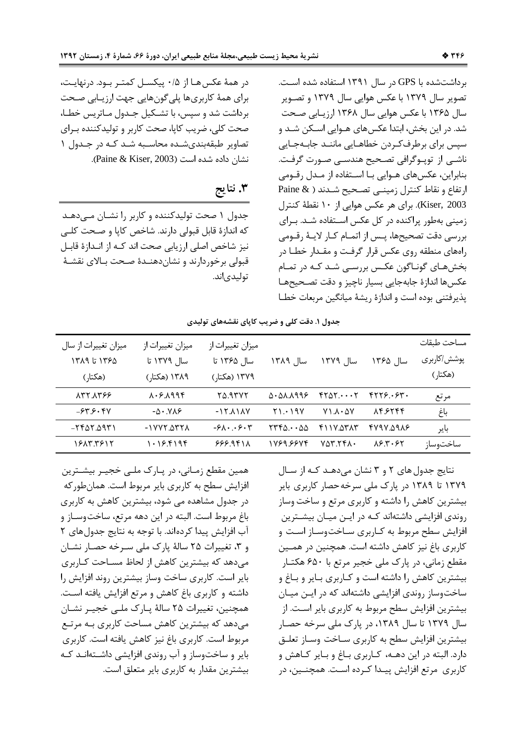برداشت‌شده با GPS در سال ۱۳۹۱ استفاده شده است. تصویر سال ۱۳۷۹ با عکس هوایی سال ۱۳۷۹ و تصویر سال ۱۳۶۵ با عکس هوایی سال ۱۳۶۸ ارزیابی صحت شد. در این بخش، ابتدا عکس‌های هوایی اسکن شد و سپس برای برطرف‌کردن خطاهایی مانند جابه‌جایی ناشی از توپوگرافی تصحیح هندسی صورت گرفت. بنابراین، عکس‌های هوایی با استفاده از مدل رقومی ارتفاع و نقاط کنترل زمینی تصحیح شدند (Paine & Kiser, 2003). برای هر عکس هوایی از ۱۰ نقطهٔ کنترل زمینی به‌طور پراکنده در کل عکس استفاده شد. برای بررسی دقت تصحیح‌ها، پس از اتمام کار لایهٔ رقومی راه‌های منطقه روی عکس قرار گرفت و مقدار خطا در بخش‌های گوناگون عکس بررسی شد که در تمام عکس‌ها اندازهٔ جابه‌جایی بسیار ناچیز و دقت تصحیح‌ها پذیرفتنی بوده است و اندازهٔ ریشهٔ میانگین مربعات خطا در همهٔ عکس‌ها از ۰/۵ پیکسل کمتر بود. درنهایت، برای همهٔ کاربری‌ها پلی‌گون‌هایی جهت ارزیابی صحت برداشت شد و سپس، با تشکیل جدول ماتریس خطا، صحت کلی، ضریب کاپا، صحت کاربر و تولیدکننده برای تصاویر طبقه‌بندی‌شده محاسبه شد که در جدول ۱ نشان داده شده است (Paine & Kiser, 2003).

## ۳. نتایج

جدول ۱ صحت تولیدکننده و کاربر را نشان می‌دهد که اندازهٔ قابل قبولی دارند. شاخص کاپا و صحت کلی نیز شاخص اصلی ارزیابی صحت اند که از اندازهٔ قابل قبولی برخوردارند و نشان‌دهندهٔ صحت بالای نقشهٔ تولیدی‌اند.

**جدول ۱. دقت کلی و ضریب کاپای نقشه‌های تولیدی**

| مساحت طبقات پوشش/کاربری (هکتار) | سال ۱۳۶۵ | سال ۱۳۷۹ | سال ۱۳۸۹ | میزان تغییرات از سال ۱۳۶۵ تا ۱۳۷۹ (هکتار) | میزان تغییرات از سال ۱۳۷۹ تا ۱۳۸۹ (هکتار) | میزان تغییرات از سال ۱۳۶۵ تا ۱۳۸۹ (هکتار) |
|---|---|---|---|---|---|---|
| مرتع | ۴۲۲۶.۰۶۳۰ | ۴۲۵۲.۰۰۰۲ | ۵۰۵۸.۸۹۹۶ | ۲۵.۹۳۷۲ | ۸۰۶.۸۹۹۴ | ۸۳۲.۸۳۶۶ |
| باغ | ۸۴.۶۲۴۴ | ۷۱.۸۰۵۷ | ۲۱.۰۱۹۷ | -۱۲.۸۱۸۷ | -۵۰.۷۸۶ | -۶۳.۶۰۴۷ |
| بایر | ۴۷۹۷.۵۹۸۶ | ۴۱۱۷.۵۳۸۳ | ۲۳۴۵.۰۰۵۵ | -۶۸۰.۰۶۰۳ | -۱۷۷۲.۵۳۲۸ | -۲۴۵۲.۵۹۳۱ |
| ساخت‌وساز | ۸۶.۳۰۶۲ | ۷۵۳.۲۴۸۰ | ۱۷۶۹.۶۶۷۴ | ۶۶۶.۹۴۱۸ | ۱۰۱۶.۴۱۹۴ | ۱۶۸۳.۳۶۱۲ |

نتایج جدول‌های ۲ و ۳ نشان می‌دهد که از سال ۱۳۷۹ تا ۱۳۸۹ در پارک ملی سرخه‌حصار کاربری بایر بیشترین کاهش را داشته و کاربری مرتع و ساخت‌وساز روندی افزایشی داشته‌اند که در این میان بیشترین افزایش سطح مربوط به کاربری ساخت‌وساز است و کاربری باغ نیز کاهش داشته است. همچنین در همین مقطع زمانی، در پارک ملی خجیر مرتع با ۶۵۰ هکتار بیشترین کاهش را داشته است و کاربری بایر و باغ و ساخت‌وساز روندی افزایشی داشته‌اند که در این میان بیشترین افزایش سطح مربوط به کاربری بایر است. از سال ۱۳۷۹ تا سال ۱۳۸۹، در پارک ملی سرخه حصار بیشترین افزایش سطح به کاربری ساخت وساز تعلق دارد. البته در این دهه، کاربری باغ و بایر کاهش و کاربری مرتع افزایش پیدا کرده است. همچنین، در همین مقطع زمانی، در پارک ملی خجیر بیشترین افزایش سطح به کاربری بایر مربوط است. همان‌طورکه در جدول مشاهده می شود، بیشترین کاهش به کاربری باغ مربوط است. البته در این دهه مرتع، ساخت‌وساز و آب افزایش پیدا کرده‌اند. با توجه به نتایج جدول‌های ۲ و ۳، تغییرات ۲۵ سالهٔ پارک ملی سرخه حصار نشان می‌دهد که بیشترین کاهش از لحاظ مساحت کاربری بایر است. کاربری ساخت وساز بیشترین روند افزایش را داشته و کاربری باغ کاهش و مرتع افزایش یافته است. همچنین، تغییرات ۲۵ سالهٔ پارک ملی خجیر نشان می‌دهد که بیشترین کاهش مساحت کاربری به مرتع مربوط است. کاربری باغ نیز کاهش یافته است. کاربری بایر و ساخت‌وساز و آب روندی افزایشی داشته‌اند که بیشترین مقدار به کاربری بایر متعلق است.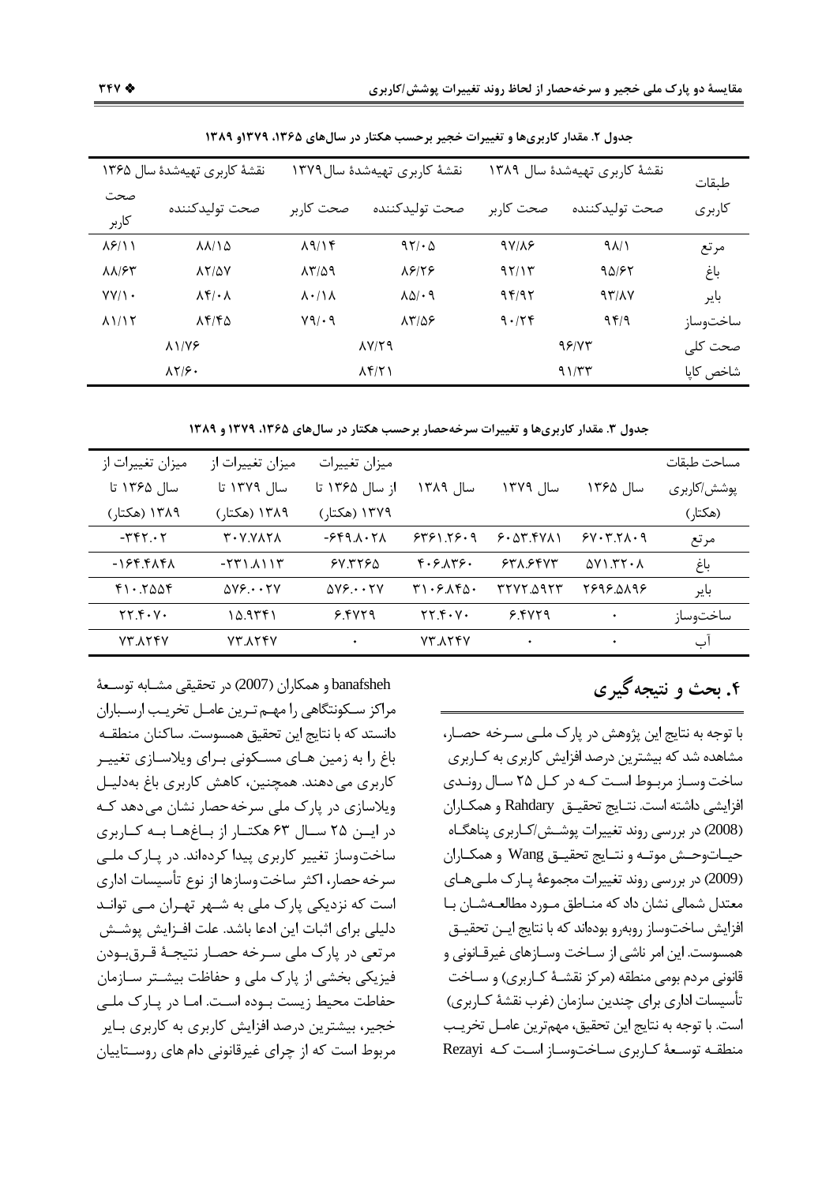جدول ۲. مقدار کاربری‌ها و تغییرات خجیر برحسب هکتار در سال‌های ۱۳۶۵، ۱۳۷۹و ۱۳۸۹

| طبقات کاربری | نقشهٔ کاربری تهیه‌شدهٔ سال ۱۳۸۹ | | نقشهٔ کاربری تهیه‌شدهٔ سال۱۳۷۹ | | نقشهٔ کاربری تهیه‌شدهٔ سال ۱۳۶۵ | |
|---|---|---|---|---|---|---|
| | صحت تولیدکننده | صحت کاربر | صحت تولیدکننده | صحت کاربر | صحت تولیدکننده | صحت کاربر |
| مرتع | ۹۸/۱ | ۹۷/۸۶ | ۹۲/۰۵ | ۸۹/۱۴ | ۸۸/۱۵ | ۸۶/۱۱ |
| باغ | ۹۵/۶۲ | ۹۲/۱۳ | ۸۶/۲۶ | ۸۳/۵۹ | ۸۲/۵۷ | ۸۸/۶۳ |
| بایر | ۹۳/۸۷ | ۹۴/۹۲ | ۸۵/۰۹ | ۸۰/۱۸ | ۸۴/۰۸ | ۷۷/۱۰ |
| ساخت‌وساز | ۹۴/۹ | ۹۰/۲۴ | ۸۳/۵۶ | ۷۹/۰۹ | ۸۴/۴۵ | ۸۱/۱۲ |
| صحت کلی | ۹۶/۷۳ | | ۸۷/۲۹ | | ۸۱/۷۶ | |
| شاخص کاپا | ۹۱/۳۳ | | ۸۴/۲۱ | | ۸۲/۶۰ | |

جدول ۳. مقدار کاربری‌ها و تغییرات سرخه‌حصار برحسب هکتار در سال‌های ۱۳۶۵، ۱۳۷۹ و ۱۳۸۹

| مساحت طبقات پوشش/کاربری (هکتار) | سال ۱۳۶۵ | سال ۱۳۷۹ | سال ۱۳۸۹ | میزان تغییرات از سال ۱۳۶۵ تا ۱۳۷۹ (هکتار) | میزان تغییرات از سال ۱۳۷۹ تا ۱۳۸۹ (هکتار) | میزان تغییرات از سال ۱۳۶۵ تا ۱۳۸۹ (هکتار) |
|---|---|---|---|---|---|---|
| مرتع | ۶۷۰۳.۲۸۰۹ | ۶۰۵۳.۴۷۸۱ | ۶۳۶۱.۲۶۰۹ | -۶۴۹.۸۰۲۸ | ۳۰۷.۷۸۲۸ | -۳۴۲.۰۲ |
| باغ | ۵۷۱.۳۲۰۸ | ۶۳۸.۶۴۷۳ | ۴۰۶.۸۳۶۰ | ۶۷.۳۲۶۵ | -۲۳۱.۸۱۱۳ | -۱۶۴.۴۸۴۸ |
| بایر | ۲۶۹۶.۵۸۹۶ | ۳۲۷۲.۵۹۲۳ | ۳۱۰۶.۸۴۵۰ | ۵۷۶.۰۰۲۷ | ۵۷۶.۰۰۲۷ | ۴۱۰.۲۵۵۴ |
| ساخت‌وساز | ۰ | ۶.۴۷۲۹ | ۲۲.۴۰۷۰ | ۶.۴۷۲۹ | ۱۵.۹۳۴۱ | ۲۲.۴۰۷۰ |
| آب | ۰ | ۰ | ۷۳.۸۲۴۷ | ۰ | ۷۳.۸۲۴۷ | ۷۳.۸۲۴۷ |

## ۴. بحث و نتیجه‌گیری

با توجه به نتایج این پژوهش در پارک ملی سرخه حصار، مشاهده شد که بیشترین درصد افزایش کاربری به کاربری ساخت وساز مربوط است که در کل ۲۵ سال روندی افزایشی داشته است. نتایج تحقیق Rahdary و همکاران (2008) در بررسی روند تغییرات پوشش/کاربری پناهگاه حیات‌وحش موته و نتایج تحقیق Wang و همکاران (2009) در بررسی روند تغییرات مجموعهٔ پارک ملی‌های معتدل شمالی نشان داد که مناطق مورد مطالعه‌شان با افزایش ساخت‌وساز روبه‌رو بوده‌اند که با نتایج این تحقیق همسوست. این امر ناشی از ساخت وسازهای غیرقانونی و قانونی مردم بومی منطقه (مرکز نقشهٔ کاربری) و ساخت تأسیسات اداری برای چندین سازمان (غرب نقشهٔ کاربری) است. با توجه به نتایج این تحقیق، مهم‌ترین عامل تخریب منطقه توسعهٔ کاربری ساخت‌وساز است که Rezayi banafsheh و همکاران (2007) در تحقیقی مشابه توسعهٔ مراکز سکونتگاهی را مهم ترین عامل تخریب ارسباران دانستد که با نتایج این تحقیق همسوست. ساکنان منطقه باغ را به زمین های مسکونی برای ویلاسازی تغییر کاربری می دهند. همچنین، کاهش کاربری باغ به‌دلیل ویلاسازی در پارک ملی سرخه حصار نشان می دهد که در این ۲۵ سال ۶۳ هکتار از باغ‌ها به کاربری ساخت‌وساز تغییر کاربری پیدا کرده‌اند. در پارک ملی سرخه حصار، اکثر ساخت وسازها از نوع تأسیسات اداری است که نزدیکی پارک ملی به شهر تهران می تواند دلیلی برای اثبات این ادعا باشد. علت افزایش پوشش مرتعی در پارک ملی سرخه حصار نتیجهٔ قرق‌بودن فیزیکی بخشی از پارک ملی و حفاظت بیشتر سازمان حفاظت محیط زیست بوده است. اما در پارک ملی خجیر، بیشترین درصد افزایش کاربری به کاربری بایر مربوط است که از چرای غیرقانونی دام های روستاییان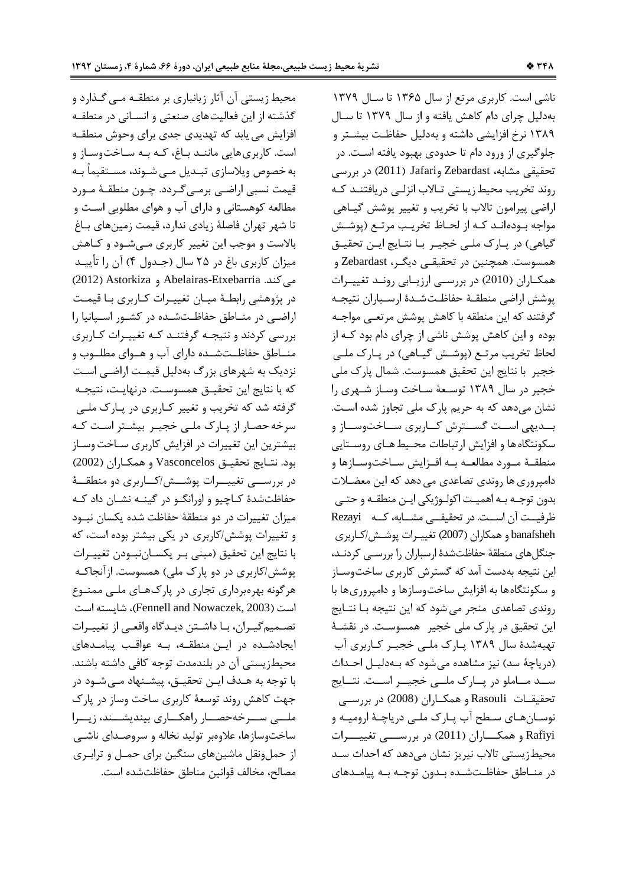ناشی است. کاربری مرتع از سال ۱۳۶۵ تا سال ۱۳۷۹ به‌دلیل چرای دام کاهش یافته و از سال ۱۳۷۹ تا سال ۱۳۸۹ نرخ افزایشی داشته و به‌دلیل حفاظت بیشتر و جلوگیری از ورود دام تا حدودی بهبود یافته است. در تحقیقی مشابه، Zebardast وJafari (2011) در بررسی روند تخریب محیط زیستی تالاب انزلی دریافتند که اراضی پیرامون تالاب با تخریب و تغییر پوشش گیاهی مواجه بوده‌اند که از لحاظ تخریب مرتع (پوشش گیاهی) در پارک ملی خجیر با نتایج این تحقیق همسوست. همچنین در تحقیقی دیگر، Zebardast و همکاران (2010) در بررسی ارزیابی روند تغییرات پوشش اراضی منطقهٔ حفاظت‌شدهٔ ارسباران نتیجه گرفتند که این منطقه با کاهش پوشش مرتعی مواجه بوده و این کاهش پوشش ناشی از چرای دام بود که از لحاظ تخریب مرتع (پوشش گیاهی) در پارک ملی خجیر با نتایج این تحقیق همسوست. شمال پارک ملی خجیر در سال ۱۳۸۹ توسعهٔ ساخت وساز شهری را نشان می‌دهد که به حریم پارک ملی تجاوز شده است. بدیهی است گسترش کاربری ساخت‌وساز و سکونتگاه‌ها و افزایش ارتباطات محیط‌های روستایی منطقهٔ مورد مطالعه به افزایش ساخت‌وسازها و دامپروری‌ها روندی تصاعدی می‌دهد که این معضلات بدون توجه به اهمیت اکولوژیکی این منطقه و حتی ظرفیت آن است. در تحقیقی مشابه، که Rezayi banafsheh و همکاران (2007) تغییرات پوشش/کاربری جنگل‌های منطقهٔ حفاظت‌شدهٔ ارسباران را بررسی کردند، این نتیجه به‌دست آمد که گسترش کاربری ساخت‌وساز و سکونتگاه‌ها به افزایش ساخت‌وسازها و دامپروری‌ها با روندی تصاعدی منجر می‌شود که این نتیجه با نتایج این تحقیق در پارک ملی خجیر همسوست. در نقشهٔ تهیه‌شدهٔ سال ۱۳۸۹ پارک ملی خجیر کاربری آب (دریاچهٔ سد) نیز مشاهده می‌شود که به‌دلیل احداث سد ماملو در پارک ملی خجیر است. نتایج تحقیقات Rasouli و همکاران (2008) در بررسی نوسان‌های سطح آب پارک ملی دریاچهٔ ارومیه و Rafiyi و همکاران (2011) در بررسی تغییرات محیط‌زیستی تالاب نیریز نشان می‌دهد که احداث سد در مناطق حفاظت‌شده بدون توجه به پیامدهای محیط زیستی آن آثار زیانباری بر منطقه می‌گذارد و گذشته از این فعالیت‌های صنعتی و انسانی در منطقه افزایش می یابد که تهدیدی جدی برای وحوش منطقه است. کاربری‌هایی مانند باغ، که به ساخت‌وساز و به خصوص ویلاسازی تبدیل می‌شوند، مستقیماً به قیمت نسبی اراضی برمی‌گردد. چون منطقهٔ مورد مطالعه کوهستانی و دارای آب و هوای مطلوبی است و تا شهر تهران فاصلهٔ زیادی ندارد، قیمت زمین‌های باغ بالاست و موجب این تغییر کاربری می‌شود و کاهش میزان کاربری باغ در ۲۵ سال (جدول ۴) آن را تأیید می‌کند. Abelairas-Etxebarria و Astorkiza (2012) در پژوهشی رابطهٔ میان تغییرات کاربری با قیمت اراضی در مناطق حفاظت‌شده در کشور اسپانیا را بررسی کردند و نتیجه گرفتند که تغییرات کاربری مناطق حفاظت‌شده دارای آب و هوای مطلوب و نزدیک به شهرهای بزرگ به‌دلیل قیمت اراضی است که با نتایج این تحقیق همسوست. درنهایت، نتیجه گرفته شد که تخریب و تغییر کاربری در پارک ملی سرخه حصار از پارک ملی خجیر بیشتر است که بیشترین این تغییرات در افزایش کاربری ساخت وساز بود. نتایج تحقیق Vasconcelos و همکاران (2002) در بررسی تغییرات پوشش/کاربری دو منطقهٔ حفاظت‌شدهٔ کاچیو و اورانگو در گینه نشان داد که میزان تغییرات در دو منطقهٔ حفاظت شده یکسان نبود و تغییرات پوشش/کاربری در یکی بیشتر بوده است، که با نتایج این تحقیق (مبنی بر یکسان‌نبودن تغییرات پوشش/کاربری در دو پارک ملی) همسوست. ازآنجاکه هرگونه بهره‌برداری تجاری در پارک‌های ملی ممنوع است (Fennell and Nowaczek, 2003)، شایسته است تصمیم‌گیران، با داشتن دیدگاه واقعی از تغییرات ایجادشده در این منطقه، به عواقب پیامدهای محیط‌زیستی آن در بلندمدت توجه کافی داشته باشند. با توجه به هدف این تحقیق، پیشنهاد می‌شود در جهت کاهش روند توسعهٔ کاربری ساخت وساز در پارک ملی سرخه‌حصار راهکاری بیندیشند، زیرا ساخت‌وسازها، علاوه‌بر تولید نخاله و سروصدای ناشی از حمل‌ونقل ماشین‌های سنگین برای حمل و ترابری مصالح، مخالف قوانین مناطق حفاظت‌شده است.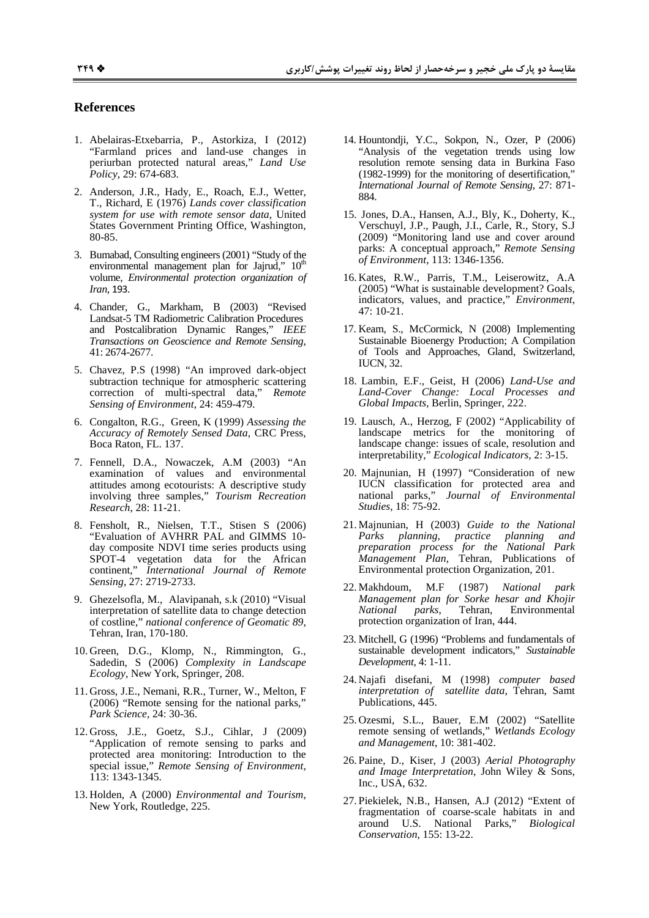## References

1. Abelairas-Etxebarria, P., Astorkiza, I (2012) "Farmland prices and land-use changes in periurban protected natural areas," *Land Use Policy*, 29: 674-683.

2. Anderson, J.R., Hady, E., Roach, E.J., Wetter, T., Richard, E (1976) *Lands cover classification system for use with remote sensor data*, United States Government Printing Office, Washington, 80-85.

3. Bumabad, Consulting engineers (2001) "Study of the environmental management plan for Jajrud," 10th volume, *Environmental protection organization of Iran*, 193.

4. Chander, G., Markham, B (2003) "Revised Landsat-5 TM Radiometric Calibration Procedures and Postcalibration Dynamic Ranges," *IEEE Transactions on Geoscience and Remote Sensing*, 41: 2674-2677.

5. Chavez, P.S (1998) "An improved dark-object subtraction technique for atmospheric scattering correction of multi-spectral data," *Remote Sensing of Environment*, 24: 459-479.

6. Congalton, R.G., Green, K (1999) *Assessing the Accuracy of Remotely Sensed Data*, CRC Press, Boca Raton, FL. 137.

7. Fennell, D.A., Nowaczek, A.M (2003) "An examination of values and environmental attitudes among ecotourists: A descriptive study involving three samples," *Tourism Recreation Research*, 28: 11-21.

8. Fensholt, R., Nielsen, T.T., Stisen S (2006) "Evaluation of AVHRR PAL and GIMMS 10-day composite NDVI time series products using SPOT-4 vegetation data for the African continent," *International Journal of Remote Sensing*, 27: 2719-2733.

9. Ghezelsofla, M., Alavipanah, s.k (2010) "Visual interpretation of satellite data to change detection of costline," *national conference of Geomatic 89*, Tehran, Iran, 170-180.

10. Green, D.G., Klomp, N., Rimmington, G., Sadedin, S (2006) *Complexity in Landscape Ecology*, New York, Springer, 208.

11. Gross, J.E., Nemani, R.R., Turner, W., Melton, F (2006) "Remote sensing for the national parks," *Park Science*, 24: 30-36.

12. Gross, J.E., Goetz, S.J., Cihlar, J (2009) "Application of remote sensing to parks and protected area monitoring: Introduction to the special issue," *Remote Sensing of Environment*, 113: 1343-1345.

13. Holden, A (2000) *Environmental and Tourism*, New York, Routledge, 225.

14. Hountondji, Y.C., Sokpon, N., Ozer, P (2006) "Analysis of the vegetation trends using low resolution remote sensing data in Burkina Faso (1982-1999) for the monitoring of desertification," *International Journal of Remote Sensing*, 27: 871-884.

15. Jones, D.A., Hansen, A.J., Bly, K., Doherty, K., Verschuyl, J.P., Paugh, J.I., Carle, R., Story, S.J (2009) "Monitoring land use and cover around parks: A conceptual approach," *Remote Sensing of Environment*, 113: 1346-1356.

16. Kates, R.W., Parris, T.M., Leiserowitz, A.A (2005) "What is sustainable development? Goals, indicators, values, and practice," *Environment*, 47: 10-21.

17. Keam, S., McCormick, N (2008) Implementing Sustainable Bioenergy Production; A Compilation of Tools and Approaches, Gland, Switzerland, IUCN, 32.

18. Lambin, E.F., Geist, H (2006) *Land-Use and Land-Cover Change: Local Processes and Global Impacts*, Berlin, Springer, 222.

19. Lausch, A., Herzog, F (2002) "Applicability of landscape metrics for the monitoring of landscape change: issues of scale, resolution and interpretability," *Ecological Indicators*, 2: 3-15.

20. Majnunian, H (1997) "Consideration of new IUCN classification for protected area and national parks," *Journal of Environmental Studies*, 18: 75-92.

21. Majnunian, H (2003) *Guide to the National Parks planning, practice planning and preparation process for the National Park Management Plan*, Tehran, Publications of Environmental protection Organization, 201.

22. Makhdoum, M.F (1987) *National park Management plan for Sorke hesar and Khojir National parks*, Tehran, Environmental protection organization of Iran, 444.

23. Mitchell, G (1996) "Problems and fundamentals of sustainable development indicators," *Sustainable Development*, 4: 1-11.

24. Najafi disefani, M (1998) *computer based interpretation of satellite data*, Tehran, Samt Publications, 445.

25. Ozesmi, S.L., Bauer, E.M (2002) "Satellite remote sensing of wetlands," *Wetlands Ecology and Management*, 10: 381-402.

26. Paine, D., Kiser, J (2003) *Aerial Photography and Image Interpretation*, John Wiley & Sons, Inc., USA, 632.

27. Piekielek, N.B., Hansen, A.J (2012) "Extent of fragmentation of coarse-scale habitats in and around U.S. National Parks," *Biological Conservation*, 155: 13-22.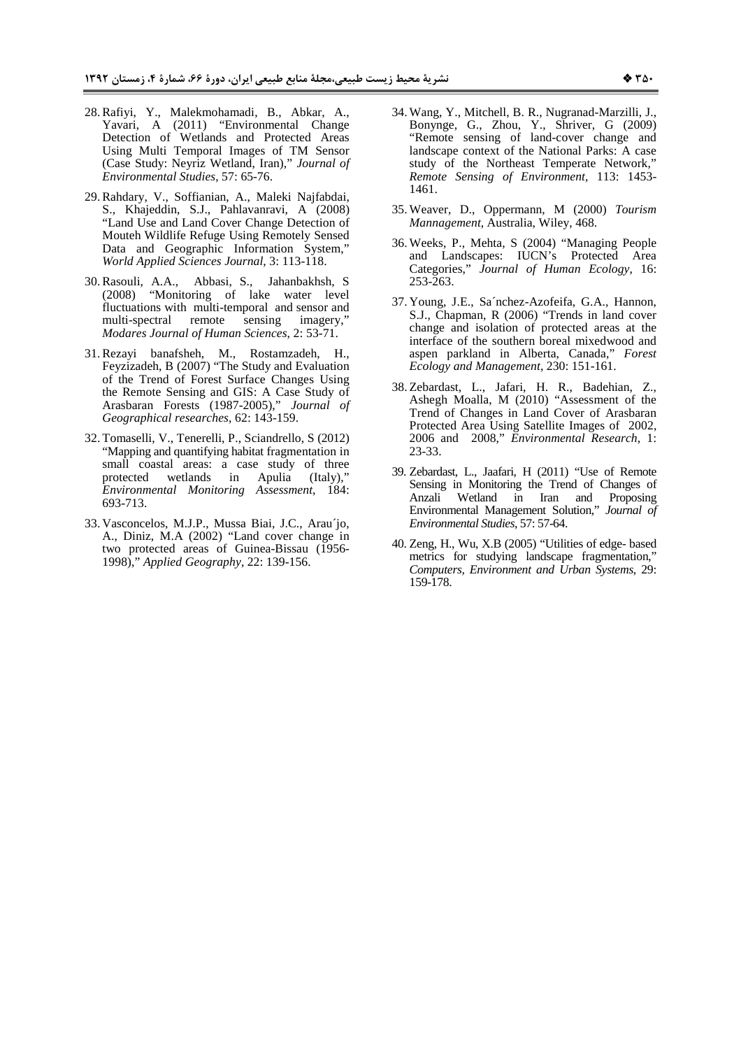28. Rafiyi, Y., Malekmohamadi, B., Abkar, A., Yavari, A (2011) "Environmental Change Detection of Wetlands and Protected Areas Using Multi Temporal Images of TM Sensor (Case Study: Neyriz Wetland, Iran)," *Journal of Environmental Studies*, 57: 65-76.

29. Rahdary, V., Soffianian, A., Maleki Najfabdai, S., Khajeddin, S.J., Pahlavanravi, A (2008) "Land Use and Land Cover Change Detection of Mouteh Wildlife Refuge Using Remotely Sensed Data and Geographic Information System," *World Applied Sciences Journal*, 3: 113-118.

30. Rasouli, A.A., Abbasi, S., Jahanbakhsh, S (2008) "Monitoring of lake water level fluctuations with multi-temporal and sensor and multi-spectral remote sensing imagery," *Modares Journal of Human Sciences*, 2: 53-71.

31. Rezayi banafsheh, M., Rostamzadeh, H., Feyzizadeh, B (2007) "The Study and Evaluation of the Trend of Forest Surface Changes Using the Remote Sensing and GIS: A Case Study of Arasbaran Forests (1987-2005)," *Journal of Geographical researches*, 62: 143-159.

32. Tomaselli, V., Tenerelli, P., Sciandrello, S (2012) "Mapping and quantifying habitat fragmentation in small coastal areas: a case study of three protected wetlands in Apulia (Italy)," *Environmental Monitoring Assessment*, 184: 693-713.

33. Vasconcelos, M.J.P., Mussa Biai, J.C., Arau´jo, A., Diniz, M.A (2002) "Land cover change in two protected areas of Guinea-Bissau (1956-1998)," *Applied Geography*, 22: 139-156.

34. Wang, Y., Mitchell, B. R., Nugranad-Marzilli, J., Bonynge, G., Zhou, Y., Shriver, G (2009) "Remote sensing of land-cover change and landscape context of the National Parks: A case study of the Northeast Temperate Network," *Remote Sensing of Environment*, 113: 1453-1461.

35. Weaver, D., Oppermann, M (2000) *Tourism Mannagement*, Australia, Wiley, 468.

36. Weeks, P., Mehta, S (2004) "Managing People and Landscapes: IUCN's Protected Area Categories," *Journal of Human Ecology*, 16: 253-263.

37. Young, J.E., Sa´nchez-Azofeifa, G.A., Hannon, S.J., Chapman, R (2006) "Trends in land cover change and isolation of protected areas at the interface of the southern boreal mixedwood and aspen parkland in Alberta, Canada," *Forest Ecology and Management*, 230: 151-161.

38. Zebardast, L., Jafari, H. R., Badehian, Z., Ashegh Moalla, M (2010) "Assessment of the Trend of Changes in Land Cover of Arasbaran Protected Area Using Satellite Images of 2002, 2006 and 2008," *Environmental Research*, 1: 23-33.

39. Zebardast, L., Jaafari, H (2011) "Use of Remote Sensing in Monitoring the Trend of Changes of Anzali Wetland in Iran and Proposing Environmental Management Solution," *Journal of Environmental Studies*, 57: 57-64.

40. Zeng, H., Wu, X.B (2005) "Utilities of edge- based metrics for studying landscape fragmentation," *Computers, Environment and Urban Systems*, 29: 159-178.